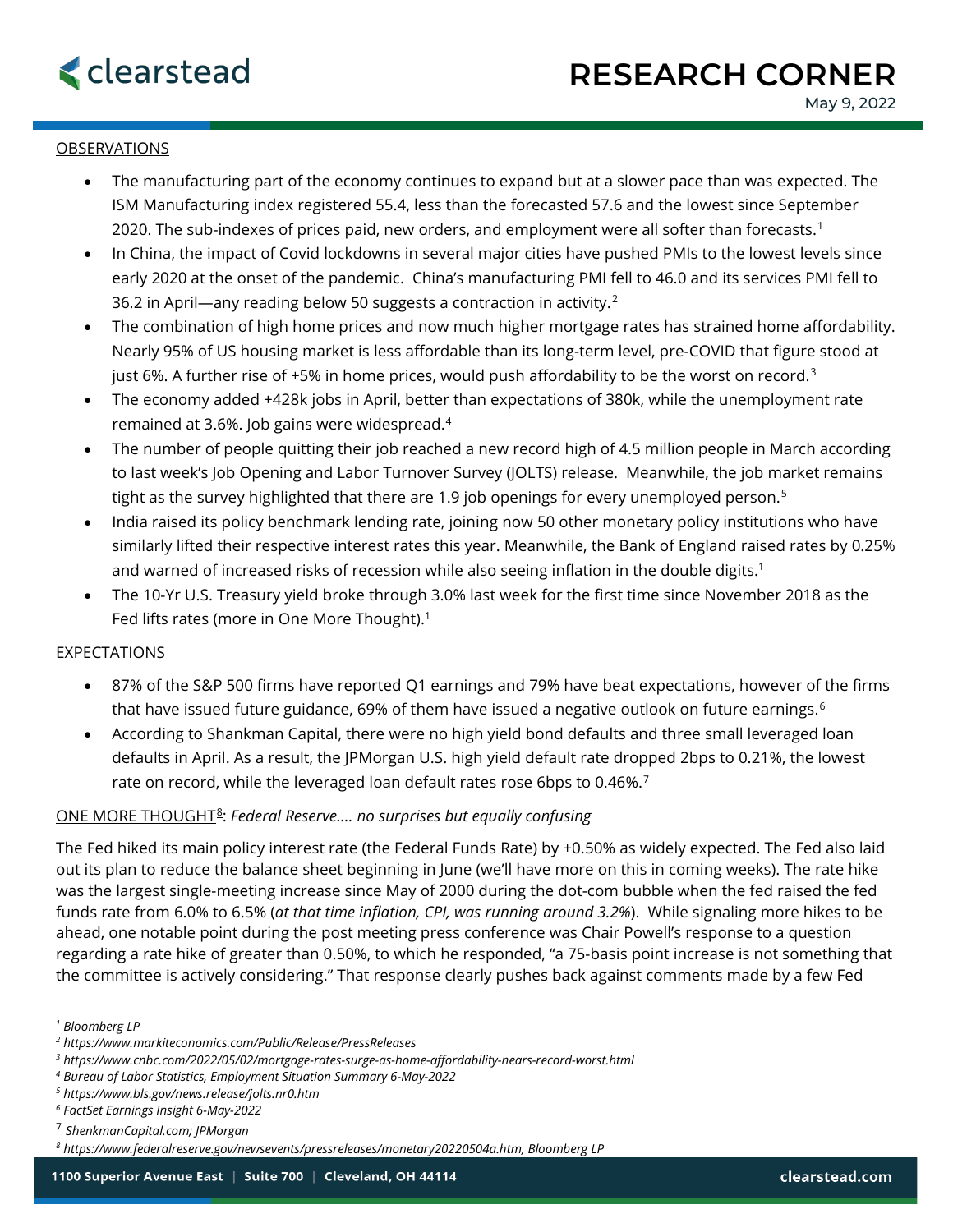# RESEARCH CORNER

May 9, 2022

## OBSERVATIONS

- The manufacturing part of the economy continues to expand but at a slower pace than was expected. The ISM Manufacturing index registered 55.4, less than the forecasted 57.6 and the lowest since September 2020. The sub-indexes of prices paid, new orders, and employment were all softer than forecasts.[1]
- In China, the impact of Covid lockdowns in several major cities have pushed PMIs to the lowest levels since early 2020 at the onset of the pandemic. China's manufacturing PMI fell to 46.0 and its services PMI fell to 36.2 in April—any reading below 50 suggests a contraction in activity.[2]
- The combination of high home prices and now much higher mortgage rates has strained home affordability. Nearly 95% of US housing market is less affordable than its long-term level, pre-COVID that figure stood at just 6%. A further rise of +5% in home prices, would push affordability to be the worst on record.[3]
- The economy added +428k jobs in April, better than expectations of 380k, while the unemployment rate remained at 3.6%. Job gains were widespread.[4]
- The number of people quitting their job reached a new record high of 4.5 million people in March according to last week's Job Opening and Labor Turnover Survey (JOLTS) release. Meanwhile, the job market remains tight as the survey highlighted that there are 1.9 job openings for every unemployed person.[5]
- India raised its policy benchmark lending rate, joining now 50 other monetary policy institutions who have similarly lifted their respective interest rates this year. Meanwhile, the Bank of England raised rates by 0.25% and warned of increased risks of recession while also seeing inflation in the double digits.[1]
- The 10-Yr U.S. Treasury yield broke through 3.0% last week for the first time since November 2018 as the Fed lifts rates (more in One More Thought).[1]

## EXPECTATIONS

- 87% of the S&P 500 firms have reported Q1 earnings and 79% have beat expectations, however of the firms that have issued future guidance, 69% of them have issued a negative outlook on future earnings.[6]
- According to Shankman Capital, there were no high yield bond defaults and three small leveraged loan defaults in April. As a result, the JPMorgan U.S. high yield default rate dropped 2bps to 0.21%, the lowest rate on record, while the leveraged loan default rates rose 6bps to 0.46%.[7]

## ONE MORE THOUGHT[8]: *Federal Reserve…. no surprises but equally confusing*

The Fed hiked its main policy interest rate (the Federal Funds Rate) by +0.50% as widely expected. The Fed also laid out its plan to reduce the balance sheet beginning in June (we'll have more on this in coming weeks). The rate hike was the largest single-meeting increase since May of 2000 during the dot-com bubble when the fed raised the fed funds rate from 6.0% to 6.5% (*at that time inflation, CPI, was running around 3.2%*). While signaling more hikes to be ahead, one notable point during the post meeting press conference was Chair Powell's response to a question regarding a rate hike of greater than 0.50%, to which he responded, "a 75-basis point increase is not something that the committee is actively considering." That response clearly pushes back against comments made by a few Fed

---

[1] *Bloomberg LP*
[2] *https://www.markiteconomics.com/Public/Release/PressReleases*
[3] *https://www.cnbc.com/2022/05/02/mortgage-rates-surge-as-home-affordability-nears-record-worst.html*
[4] *Bureau of Labor Statistics, Employment Situation Summary 6-May-2022*
[5] *https://www.bls.gov/news.release/jolts.nr0.htm*
[6] *FactSet Earnings Insight 6-May-2022*
[7] *ShenkmanCapital.com; JPMorgan*
[8] *https://www.federalreserve.gov/newsevents/pressreleases/monetary20220504a.htm, Bloomberg LP*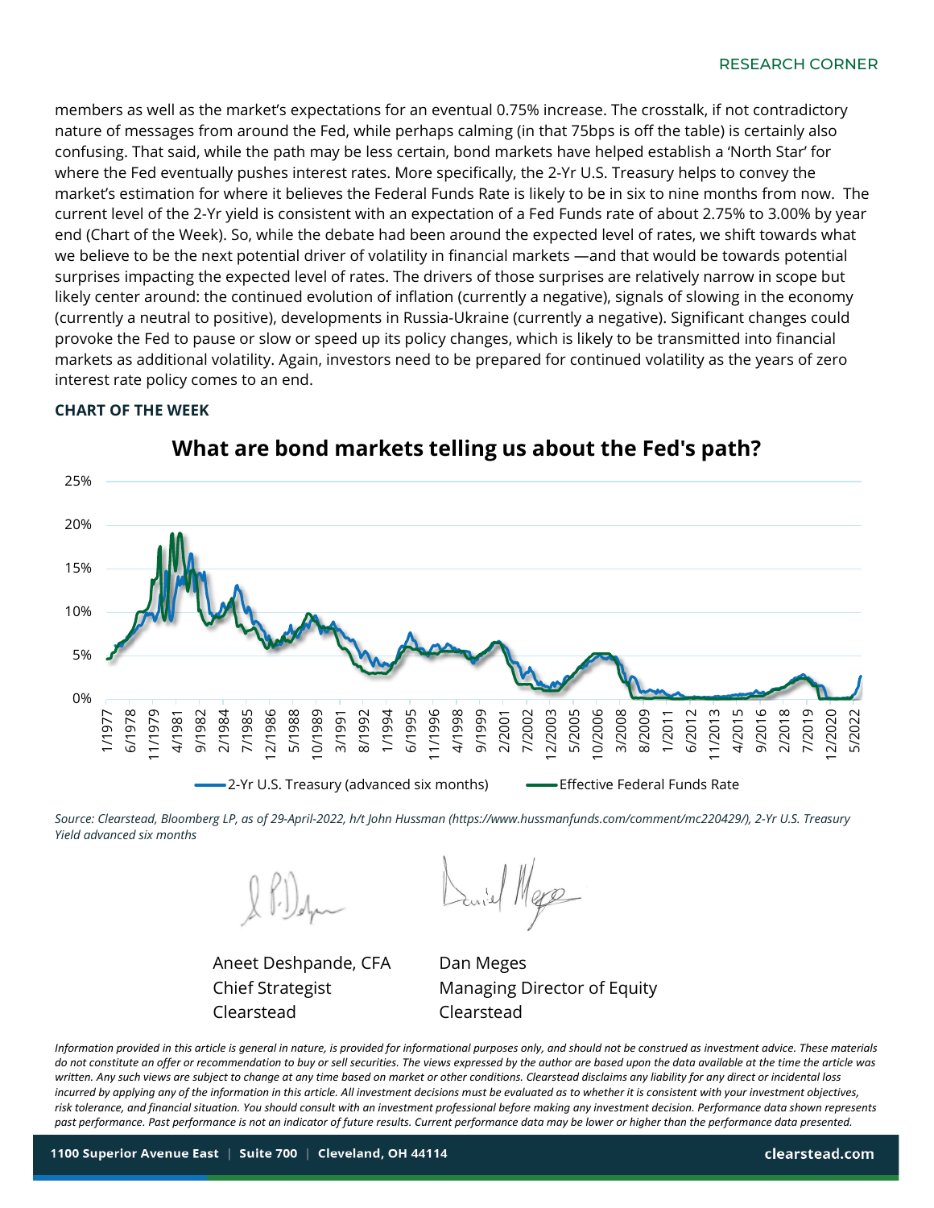members as well as the market's expectations for an eventual 0.75% increase. The crosstalk, if not contradictory nature of messages from around the Fed, while perhaps calming (in that 75bps is off the table) is certainly also confusing. That said, while the path may be less certain, bond markets have helped establish a 'North Star' for where the Fed eventually pushes interest rates. More specifically, the 2-Yr U.S. Treasury helps to convey the market's estimation for where it believes the Federal Funds Rate is likely to be in six to nine months from now. The current level of the 2-Yr yield is consistent with an expectation of a Fed Funds rate of about 2.75% to 3.00% by year end (Chart of the Week). So, while the debate had been around the expected level of rates, we shift towards what we believe to be the next potential driver of volatility in financial markets —and that would be towards potential surprises impacting the expected level of rates. The drivers of those surprises are relatively narrow in scope but likely center around: the continued evolution of inflation (currently a negative), signals of slowing in the economy (currently a neutral to positive), developments in Russia-Ukraine (currently a negative). Significant changes could provoke the Fed to pause or slow or speed up its policy changes, which is likely to be transmitted into financial markets as additional volatility. Again, investors need to be prepared for continued volatility as the years of zero interest rate policy comes to an end.

**CHART OF THE WEEK**

**What are bond markets telling us about the Fed's path?**

25%
20%
15%
10%
5%
0%

1/1977, 6/1978, 11/1979, 4/1981, 9/1982, 2/1984, 7/1985, 12/1986, 5/1988, 10/1989, 3/1991, 8/1992, 1/1994, 6/1995, 11/1996, 4/1998, 9/1999, 2/2001, 7/2002, 12/2003, 5/2005, 10/2006, 3/2008, 8/2009, 1/2011, 6/2012, 11/2013, 4/2015, 9/2016, 2/2018, 7/2019, 12/2020, 5/2022

2-Yr U.S. Treasury (advanced six months)
Effective Federal Funds Rate

*Source: Clearstead, Bloomberg LP, as of 29-April-2022, h/t John Hussman (https://www.hussmanfunds.com/comment/mc220429/), 2-Yr U.S. Treasury Yield advanced six months*

Aneet Deshpande, CFA
Chief Strategist
Clearstead

Dan Meges
Managing Director of Equity
Clearstead

*Information provided in this article is general in nature, is provided for informational purposes only, and should not be construed as investment advice. These materials do not constitute an offer or recommendation to buy or sell securities. The views expressed by the author are based upon the data available at the time the article was written. Any such views are subject to change at any time based on market or other conditions. Clearstead disclaims any liability for any direct or incidental loss incurred by applying any of the information in this article. All investment decisions must be evaluated as to whether it is consistent with your investment objectives, risk tolerance, and financial situation. You should consult with an investment professional before making any investment decision. Performance data shown represents past performance. Past performance is not an indicator of future results. Current performance data may be lower or higher than the performance data presented.*